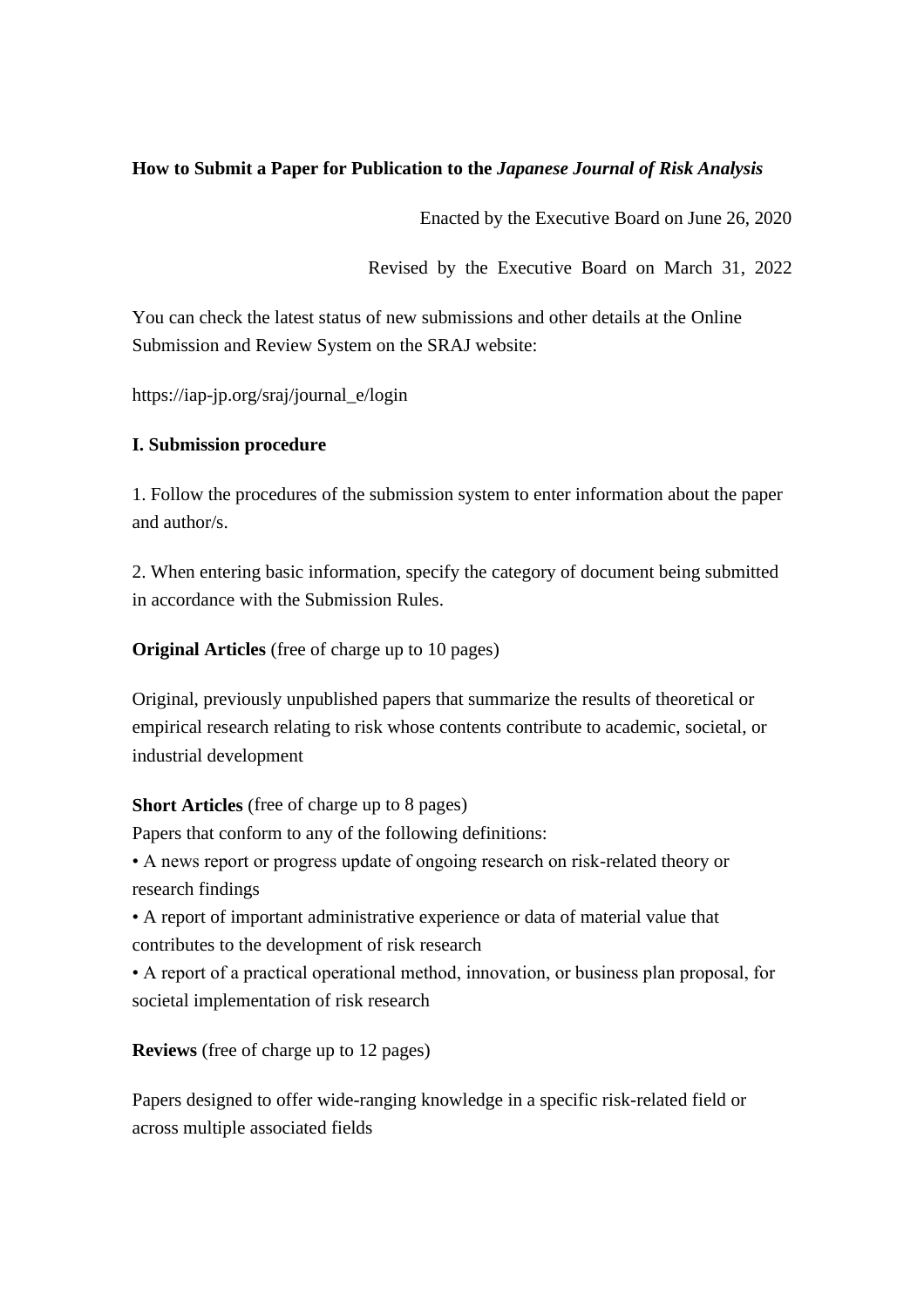**How to Submit a Paper for Publication to the *Japanese Journal of Risk Analysis***

Enacted by the Executive Board on June 26, 2020

Revised by the Executive Board on March 31, 2022

You can check the latest status of new submissions and other details at the Online Submission and Review System on the SRAJ website:

https://iap-jp.org/sraj/journal_e/login

## I. Submission procedure

1. Follow the procedures of the submission system to enter information about the paper and author/s.

2. When entering basic information, specify the category of document being submitted in accordance with the Submission Rules.

**Original Articles** (free of charge up to 10 pages)

Original, previously unpublished papers that summarize the results of theoretical or empirical research relating to risk whose contents contribute to academic, societal, or industrial development

**Short Articles** (free of charge up to 8 pages)
Papers that conform to any of the following definitions:

- A news report or progress update of ongoing research on risk-related theory or research findings
- A report of important administrative experience or data of material value that contributes to the development of risk research
- A report of a practical operational method, innovation, or business plan proposal, for societal implementation of risk research

**Reviews** (free of charge up to 12 pages)

Papers designed to offer wide-ranging knowledge in a specific risk-related field or across multiple associated fields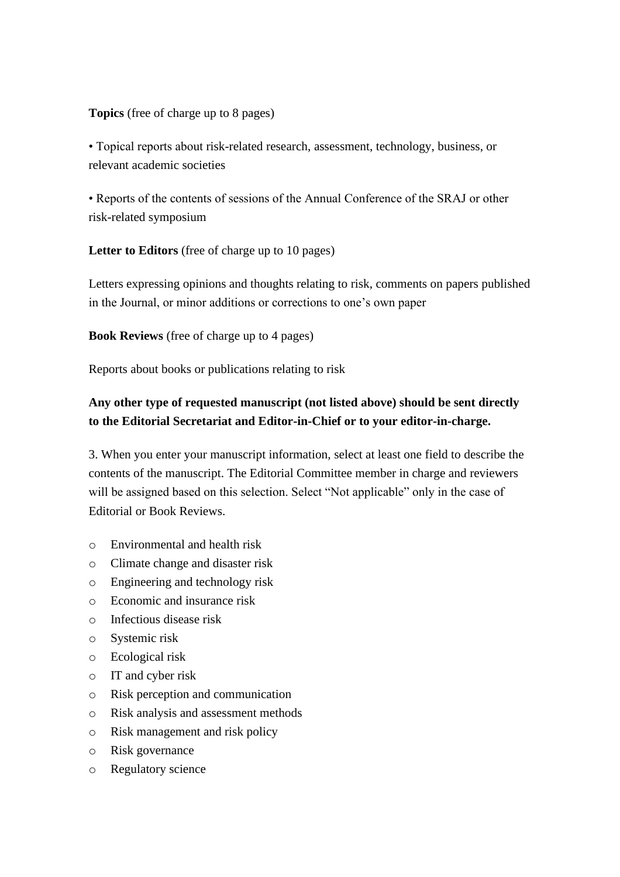**Topics** (free of charge up to 8 pages)

• Topical reports about risk-related research, assessment, technology, business, or relevant academic societies

• Reports of the contents of sessions of the Annual Conference of the SRAJ or other risk-related symposium

**Letter to Editors** (free of charge up to 10 pages)

Letters expressing opinions and thoughts relating to risk, comments on papers published in the Journal, or minor additions or corrections to one's own paper

**Book Reviews** (free of charge up to 4 pages)

Reports about books or publications relating to risk

**Any other type of requested manuscript (not listed above) should be sent directly to the Editorial Secretariat and Editor-in-Chief or to your editor-in-charge.**

3. When you enter your manuscript information, select at least one field to describe the contents of the manuscript. The Editorial Committee member in charge and reviewers will be assigned based on this selection. Select "Not applicable" only in the case of Editorial or Book Reviews.

- Environmental and health risk
- Climate change and disaster risk
- Engineering and technology risk
- Economic and insurance risk
- Infectious disease risk
- Systemic risk
- Ecological risk
- IT and cyber risk
- Risk perception and communication
- Risk analysis and assessment methods
- Risk management and risk policy
- Risk governance
- Regulatory science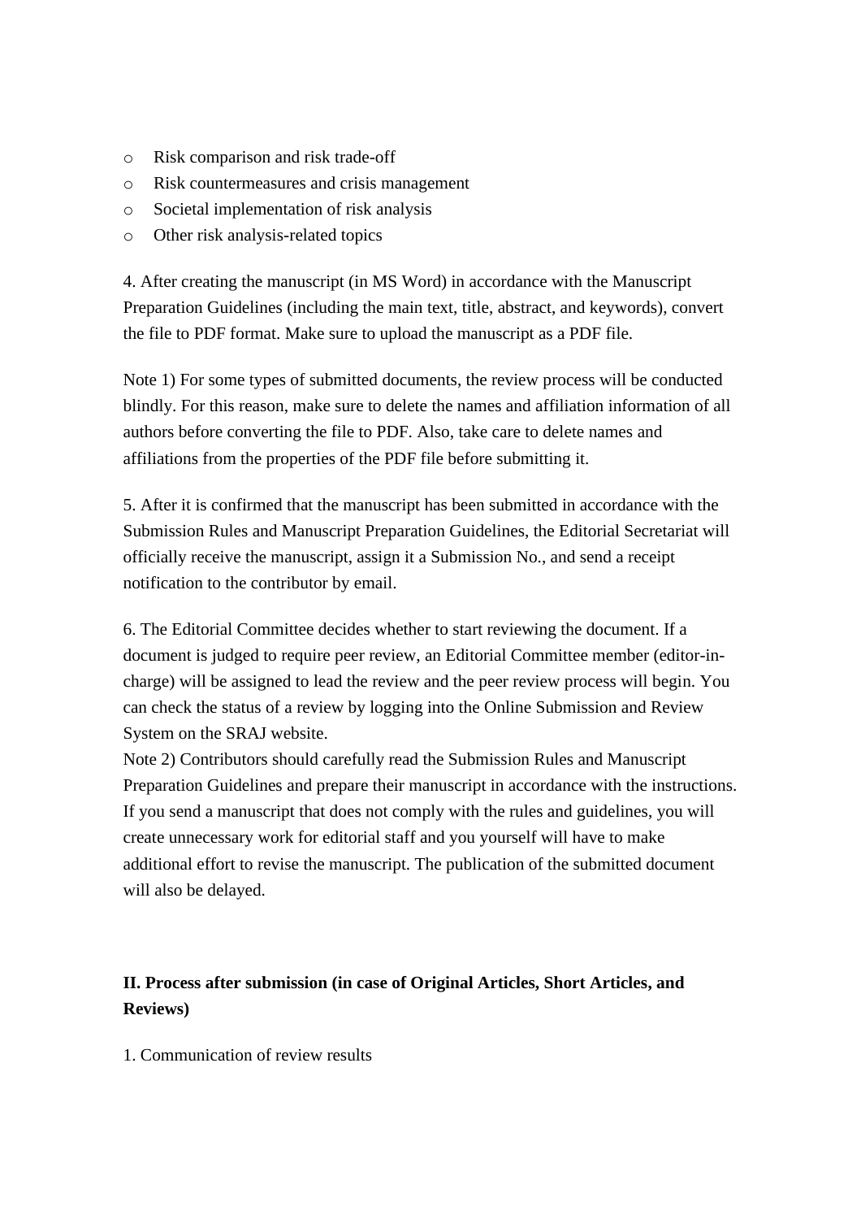- Risk comparison and risk trade-off
- Risk countermeasures and crisis management
- Societal implementation of risk analysis
- Other risk analysis-related topics

4. After creating the manuscript (in MS Word) in accordance with the Manuscript Preparation Guidelines (including the main text, title, abstract, and keywords), convert the file to PDF format. Make sure to upload the manuscript as a PDF file.

Note 1) For some types of submitted documents, the review process will be conducted blindly. For this reason, make sure to delete the names and affiliation information of all authors before converting the file to PDF. Also, take care to delete names and affiliations from the properties of the PDF file before submitting it.

5. After it is confirmed that the manuscript has been submitted in accordance with the Submission Rules and Manuscript Preparation Guidelines, the Editorial Secretariat will officially receive the manuscript, assign it a Submission No., and send a receipt notification to the contributor by email.

6. The Editorial Committee decides whether to start reviewing the document. If a document is judged to require peer review, an Editorial Committee member (editor-in-charge) will be assigned to lead the review and the peer review process will begin. You can check the status of a review by logging into the Online Submission and Review System on the SRAJ website.

Note 2) Contributors should carefully read the Submission Rules and Manuscript Preparation Guidelines and prepare their manuscript in accordance with the instructions. If you send a manuscript that does not comply with the rules and guidelines, you will create unnecessary work for editorial staff and you yourself will have to make additional effort to revise the manuscript. The publication of the submitted document will also be delayed.

## II. Process after submission (in case of Original Articles, Short Articles, and Reviews)

1. Communication of review results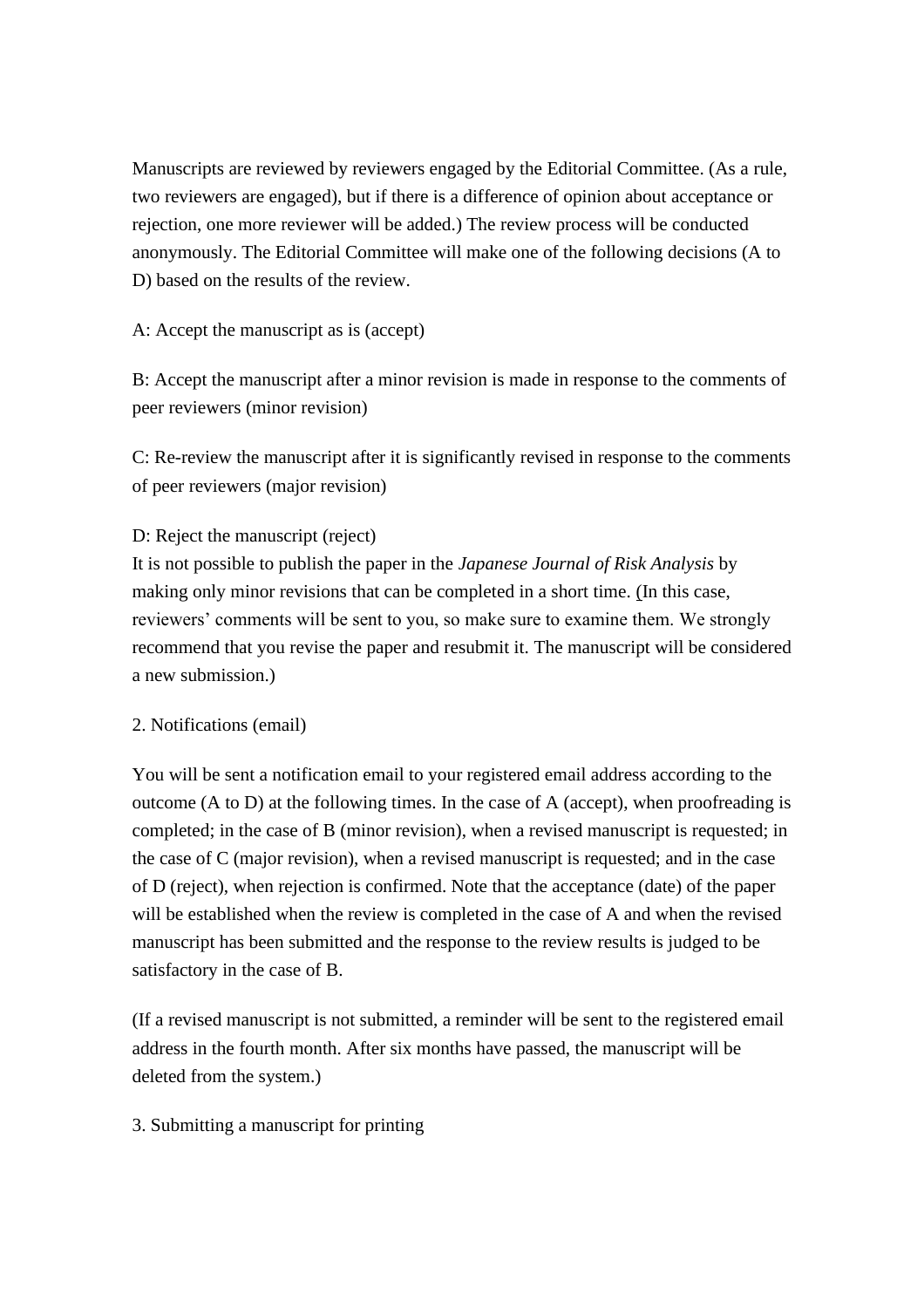Manuscripts are reviewed by reviewers engaged by the Editorial Committee. (As a rule, two reviewers are engaged), but if there is a difference of opinion about acceptance or rejection, one more reviewer will be added.) The review process will be conducted anonymously. The Editorial Committee will make one of the following decisions (A to D) based on the results of the review.

A: Accept the manuscript as is (accept)

B: Accept the manuscript after a minor revision is made in response to the comments of peer reviewers (minor revision)

C: Re-review the manuscript after it is significantly revised in response to the comments of peer reviewers (major revision)

D: Reject the manuscript (reject)
It is not possible to publish the paper in the *Japanese Journal of Risk Analysis* by making only minor revisions that can be completed in a short time. (In this case, reviewers' comments will be sent to you, so make sure to examine them. We strongly recommend that you revise the paper and resubmit it. The manuscript will be considered a new submission.)

2. Notifications (email)

You will be sent a notification email to your registered email address according to the outcome (A to D) at the following times. In the case of A (accept), when proofreading is completed; in the case of B (minor revision), when a revised manuscript is requested; in the case of C (major revision), when a revised manuscript is requested; and in the case of D (reject), when rejection is confirmed. Note that the acceptance (date) of the paper will be established when the review is completed in the case of A and when the revised manuscript has been submitted and the response to the review results is judged to be satisfactory in the case of B.

(If a revised manuscript is not submitted, a reminder will be sent to the registered email address in the fourth month. After six months have passed, the manuscript will be deleted from the system.)

3. Submitting a manuscript for printing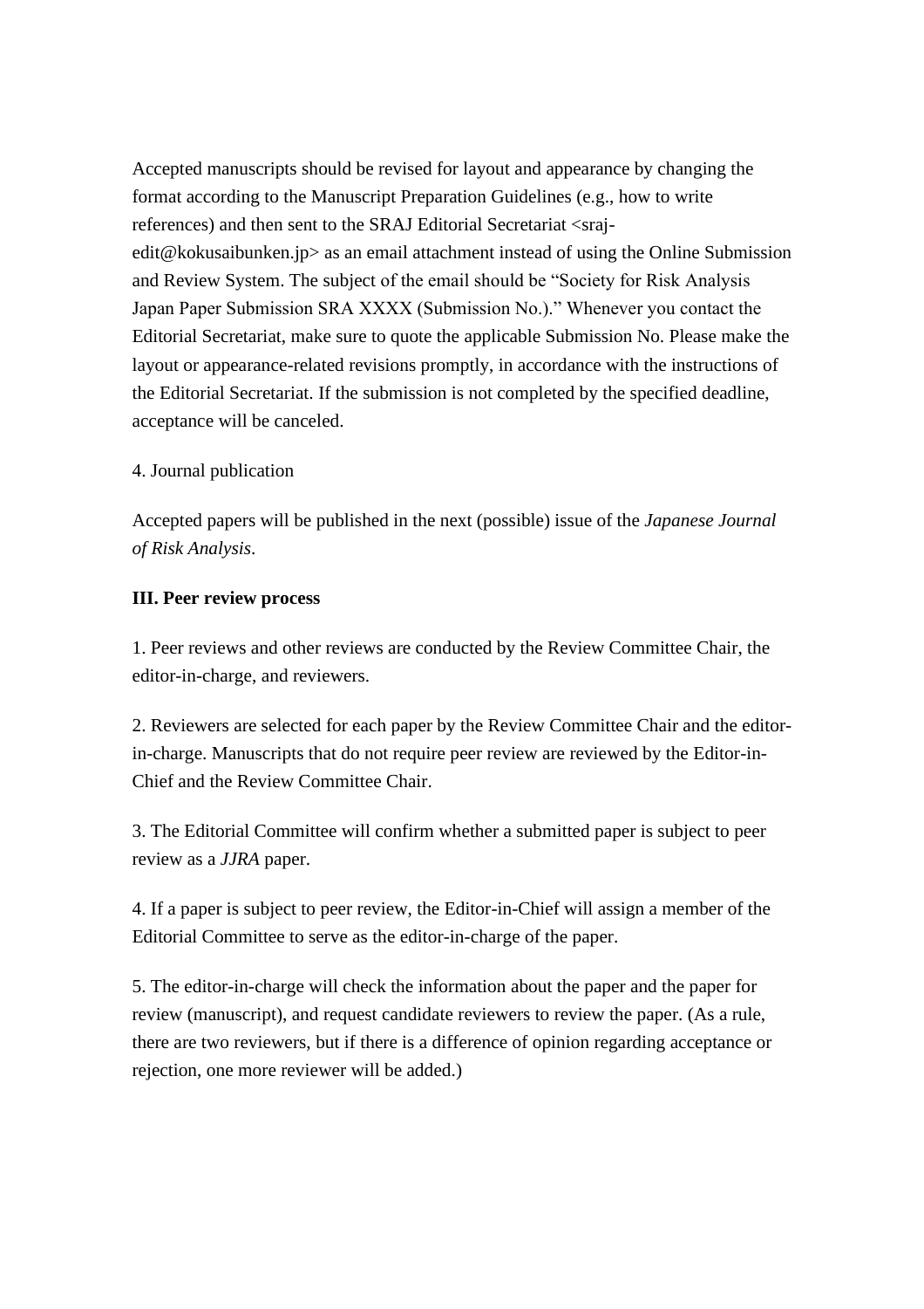Accepted manuscripts should be revised for layout and appearance by changing the format according to the Manuscript Preparation Guidelines (e.g., how to write references) and then sent to the SRAJ Editorial Secretariat <sraj-edit@kokusaibunken.jp> as an email attachment instead of using the Online Submission and Review System. The subject of the email should be "Society for Risk Analysis Japan Paper Submission SRA XXXX (Submission No.)." Whenever you contact the Editorial Secretariat, make sure to quote the applicable Submission No. Please make the layout or appearance-related revisions promptly, in accordance with the instructions of the Editorial Secretariat. If the submission is not completed by the specified deadline, acceptance will be canceled.

4. Journal publication

Accepted papers will be published in the next (possible) issue of the *Japanese Journal of Risk Analysis*.

**III. Peer review process**

1. Peer reviews and other reviews are conducted by the Review Committee Chair, the editor-in-charge, and reviewers.

2. Reviewers are selected for each paper by the Review Committee Chair and the editor-in-charge. Manuscripts that do not require peer review are reviewed by the Editor-in-Chief and the Review Committee Chair.

3. The Editorial Committee will confirm whether a submitted paper is subject to peer review as a *JJRA* paper.

4. If a paper is subject to peer review, the Editor-in-Chief will assign a member of the Editorial Committee to serve as the editor-in-charge of the paper.

5. The editor-in-charge will check the information about the paper and the paper for review (manuscript), and request candidate reviewers to review the paper. (As a rule, there are two reviewers, but if there is a difference of opinion regarding acceptance or rejection, one more reviewer will be added.)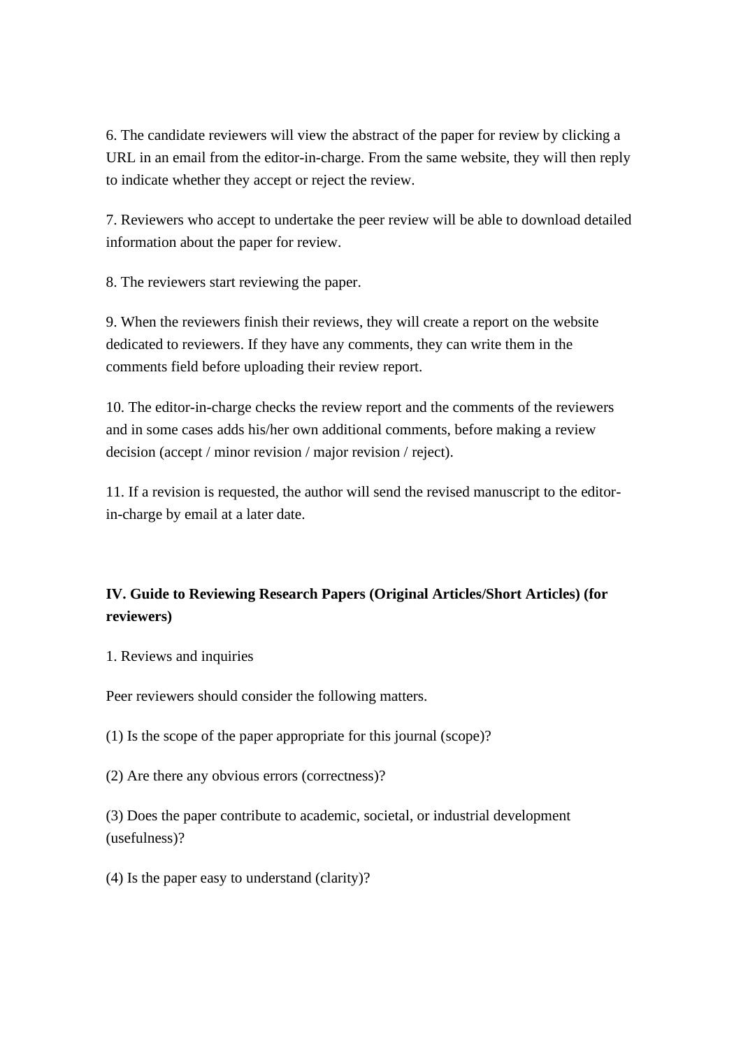6. The candidate reviewers will view the abstract of the paper for review by clicking a URL in an email from the editor-in-charge. From the same website, they will then reply to indicate whether they accept or reject the review.

7. Reviewers who accept to undertake the peer review will be able to download detailed information about the paper for review.

8. The reviewers start reviewing the paper.

9. When the reviewers finish their reviews, they will create a report on the website dedicated to reviewers. If they have any comments, they can write them in the comments field before uploading their review report.

10. The editor-in-charge checks the review report and the comments of the reviewers and in some cases adds his/her own additional comments, before making a review decision (accept / minor revision / major revision / reject).

11. If a revision is requested, the author will send the revised manuscript to the editor-in-charge by email at a later date.

## IV. Guide to Reviewing Research Papers (Original Articles/Short Articles) (for reviewers)

1. Reviews and inquiries

Peer reviewers should consider the following matters.

(1) Is the scope of the paper appropriate for this journal (scope)?

(2) Are there any obvious errors (correctness)?

(3) Does the paper contribute to academic, societal, or industrial development (usefulness)?

(4) Is the paper easy to understand (clarity)?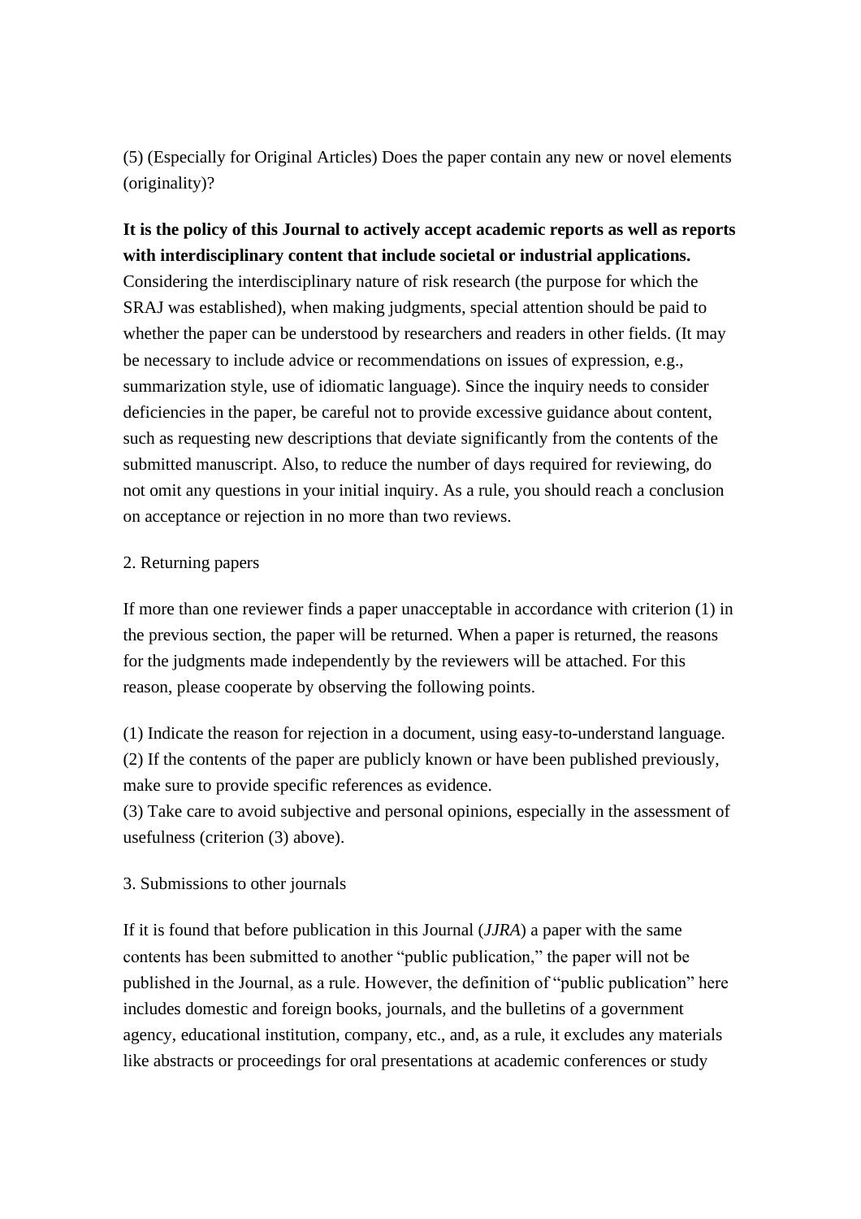(5) (Especially for Original Articles) Does the paper contain any new or novel elements (originality)?

**It is the policy of this Journal to actively accept academic reports as well as reports with interdisciplinary content that include societal or industrial applications.** Considering the interdisciplinary nature of risk research (the purpose for which the SRAJ was established), when making judgments, special attention should be paid to whether the paper can be understood by researchers and readers in other fields. (It may be necessary to include advice or recommendations on issues of expression, e.g., summarization style, use of idiomatic language). Since the inquiry needs to consider deficiencies in the paper, be careful not to provide excessive guidance about content, such as requesting new descriptions that deviate significantly from the contents of the submitted manuscript. Also, to reduce the number of days required for reviewing, do not omit any questions in your initial inquiry. As a rule, you should reach a conclusion on acceptance or rejection in no more than two reviews.

2. Returning papers

If more than one reviewer finds a paper unacceptable in accordance with criterion (1) in the previous section, the paper will be returned. When a paper is returned, the reasons for the judgments made independently by the reviewers will be attached. For this reason, please cooperate by observing the following points.

(1) Indicate the reason for rejection in a document, using easy-to-understand language.
(2) If the contents of the paper are publicly known or have been published previously, make sure to provide specific references as evidence.
(3) Take care to avoid subjective and personal opinions, especially in the assessment of usefulness (criterion (3) above).

3. Submissions to other journals

If it is found that before publication in this Journal (*JJRA*) a paper with the same contents has been submitted to another "public publication," the paper will not be published in the Journal, as a rule. However, the definition of "public publication" here includes domestic and foreign books, journals, and the bulletins of a government agency, educational institution, company, etc., and, as a rule, it excludes any materials like abstracts or proceedings for oral presentations at academic conferences or study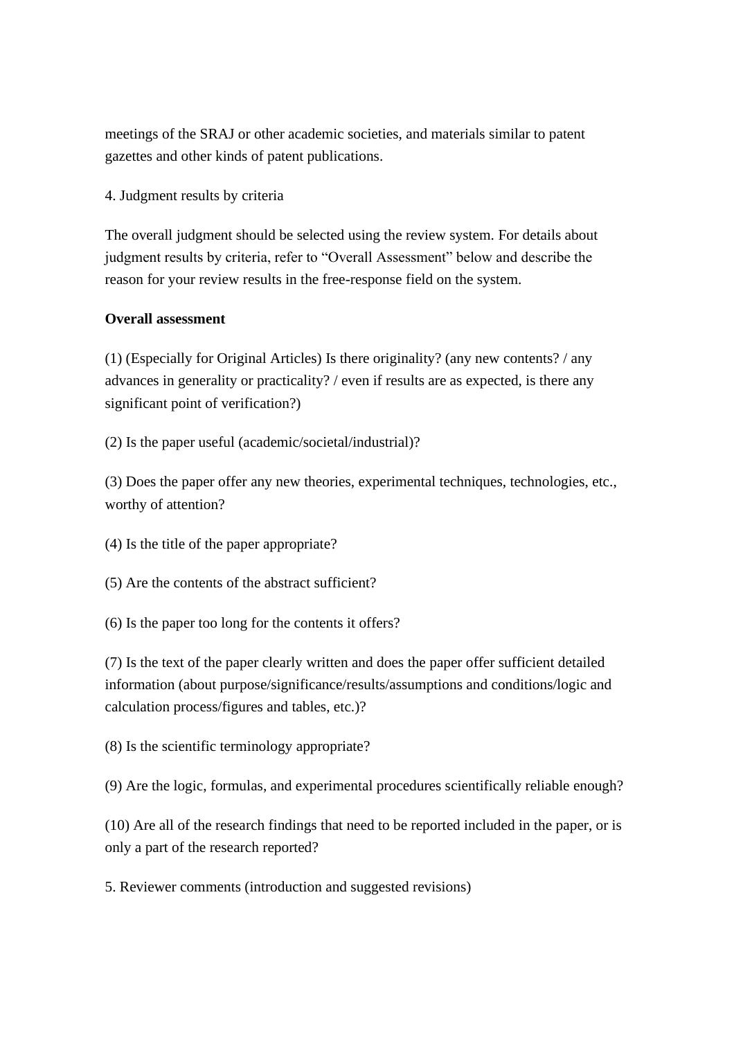meetings of the SRAJ or other academic societies, and materials similar to patent gazettes and other kinds of patent publications.

4. Judgment results by criteria

The overall judgment should be selected using the review system. For details about judgment results by criteria, refer to "Overall Assessment" below and describe the reason for your review results in the free-response field on the system.

**Overall assessment**

(1) (Especially for Original Articles) Is there originality? (any new contents? / any advances in generality or practicality? / even if results are as expected, is there any significant point of verification?)

(2) Is the paper useful (academic/societal/industrial)?

(3) Does the paper offer any new theories, experimental techniques, technologies, etc., worthy of attention?

(4) Is the title of the paper appropriate?

(5) Are the contents of the abstract sufficient?

(6) Is the paper too long for the contents it offers?

(7) Is the text of the paper clearly written and does the paper offer sufficient detailed information (about purpose/significance/results/assumptions and conditions/logic and calculation process/figures and tables, etc.)?

(8) Is the scientific terminology appropriate?

(9) Are the logic, formulas, and experimental procedures scientifically reliable enough?

(10) Are all of the research findings that need to be reported included in the paper, or is only a part of the research reported?

5. Reviewer comments (introduction and suggested revisions)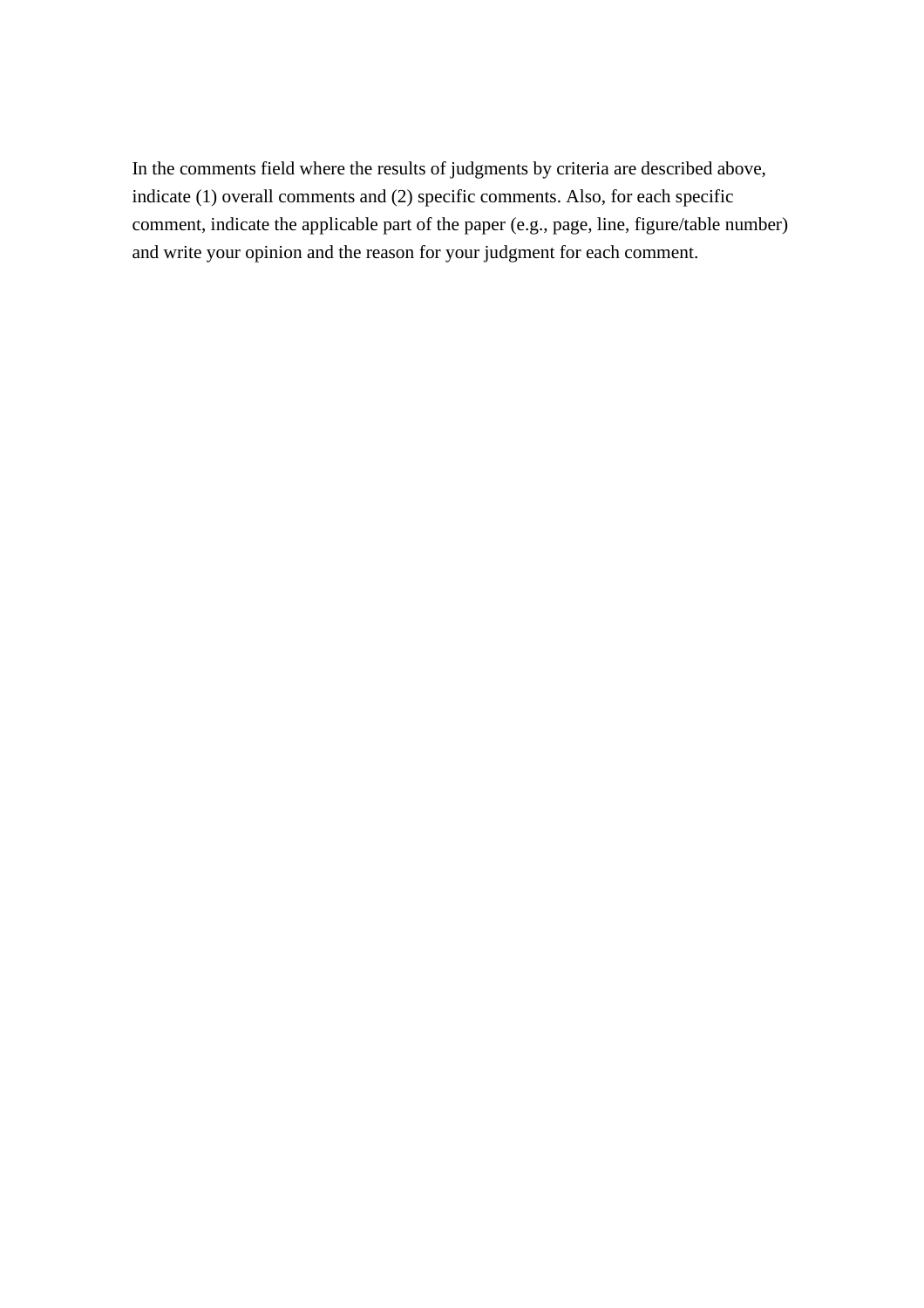In the comments field where the results of judgments by criteria are described above, indicate (1) overall comments and (2) specific comments. Also, for each specific comment, indicate the applicable part of the paper (e.g., page, line, figure/table number) and write your opinion and the reason for your judgment for each comment.